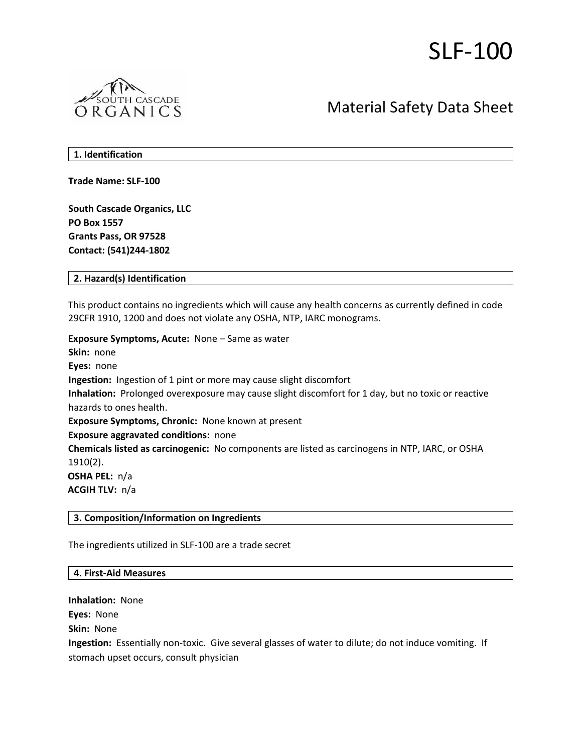# SLF-100

## Material Safety Data Sheet

### 1. Identification

**Trade Name: SLF-100**

**South Cascade Organics, LLC**
**PO Box 1557**
**Grants Pass, OR 97528**
**Contact: (541)244-1802**

### 2. Hazard(s) Identification

This product contains no ingredients which will cause any health concerns as currently defined in code 29CFR 1910, 1200 and does not violate any OSHA, NTP, IARC monograms.

**Exposure Symptoms, Acute:** None – Same as water
**Skin:** none
**Eyes:** none
**Ingestion:** Ingestion of 1 pint or more may cause slight discomfort
**Inhalation:** Prolonged overexposure may cause slight discomfort for 1 day, but no toxic or reactive hazards to ones health.
**Exposure Symptoms, Chronic:** None known at present
**Exposure aggravated conditions:** none
**Chemicals listed as carcinogenic:** No components are listed as carcinogens in NTP, IARC, or OSHA 1910(2).
**OSHA PEL:** n/a
**ACGIH TLV:** n/a

### 3. Composition/Information on Ingredients

The ingredients utilized in SLF-100 are a trade secret

### 4. First-Aid Measures

**Inhalation:** None
**Eyes:** None
**Skin:** None
**Ingestion:** Essentially non-toxic. Give several glasses of water to dilute; do not induce vomiting. If stomach upset occurs, consult physician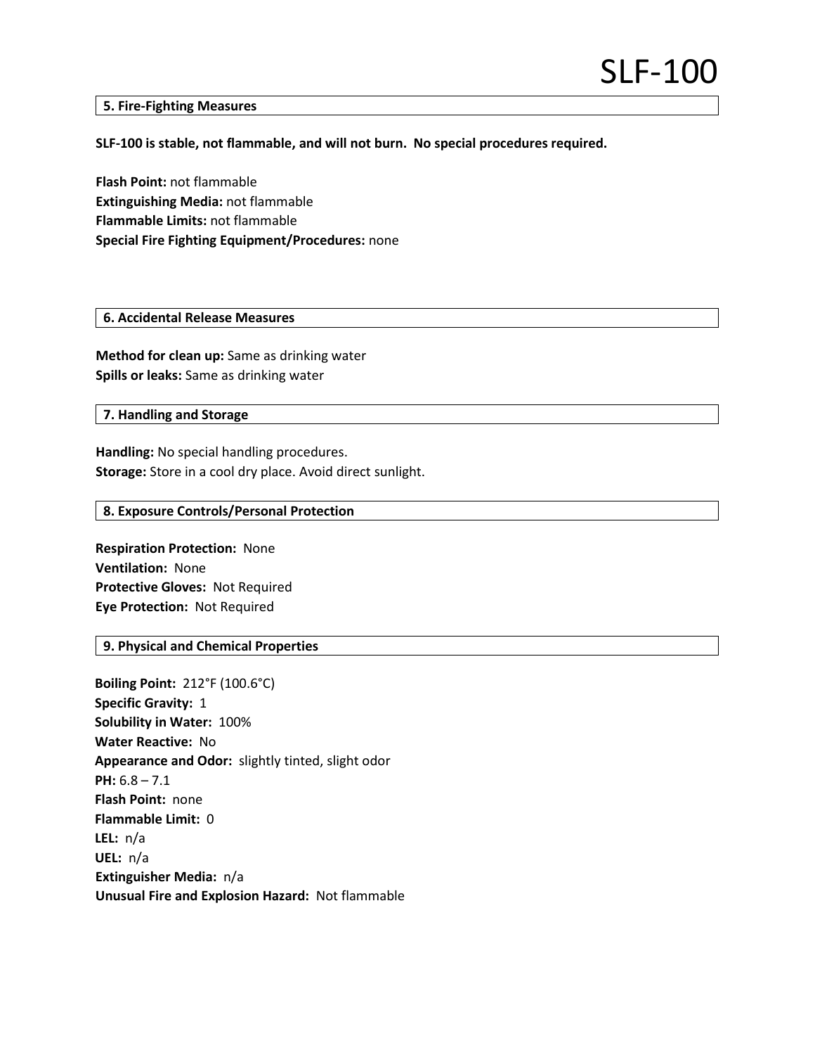## 5. Fire-Fighting Measures

**SLF-100 is stable, not flammable, and will not burn. No special procedures required.**

**Flash Point:** not flammable
**Extinguishing Media:** not flammable
**Flammable Limits:** not flammable
**Special Fire Fighting Equipment/Procedures:** none

## 6. Accidental Release Measures

**Method for clean up:** Same as drinking water
**Spills or leaks:** Same as drinking water

## 7. Handling and Storage

**Handling:** No special handling procedures.
**Storage:** Store in a cool dry place. Avoid direct sunlight.

## 8. Exposure Controls/Personal Protection

**Respiration Protection:** None
**Ventilation:** None
**Protective Gloves:** Not Required
**Eye Protection:** Not Required

## 9. Physical and Chemical Properties

**Boiling Point:** 212°F (100.6°C)
**Specific Gravity:** 1
**Solubility in Water:** 100%
**Water Reactive:** No
**Appearance and Odor:** slightly tinted, slight odor
**PH:** 6.8 – 7.1
**Flash Point:** none
**Flammable Limit:** 0
**LEL:** n/a
**UEL:** n/a
**Extinguisher Media:** n/a
**Unusual Fire and Explosion Hazard:** Not flammable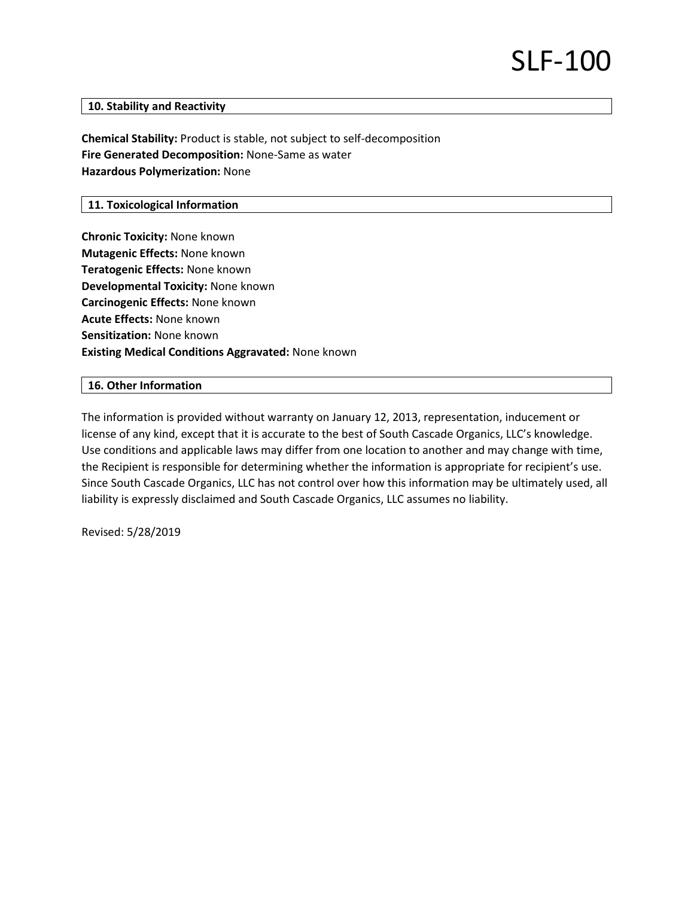## 10. Stability and Reactivity

**Chemical Stability:** Product is stable, not subject to self-decomposition
**Fire Generated Decomposition:** None-Same as water
**Hazardous Polymerization:** None

## 11. Toxicological Information

**Chronic Toxicity:** None known
**Mutagenic Effects:** None known
**Teratogenic Effects:** None known
**Developmental Toxicity:** None known
**Carcinogenic Effects:** None known
**Acute Effects:** None known
**Sensitization:** None known
**Existing Medical Conditions Aggravated:** None known

## 16. Other Information

The information is provided without warranty on January 12, 2013, representation, inducement or license of any kind, except that it is accurate to the best of South Cascade Organics, LLC's knowledge. Use conditions and applicable laws may differ from one location to another and may change with time, the Recipient is responsible for determining whether the information is appropriate for recipient's use. Since South Cascade Organics, LLC has not control over how this information may be ultimately used, all liability is expressly disclaimed and South Cascade Organics, LLC assumes no liability.

Revised: 5/28/2019